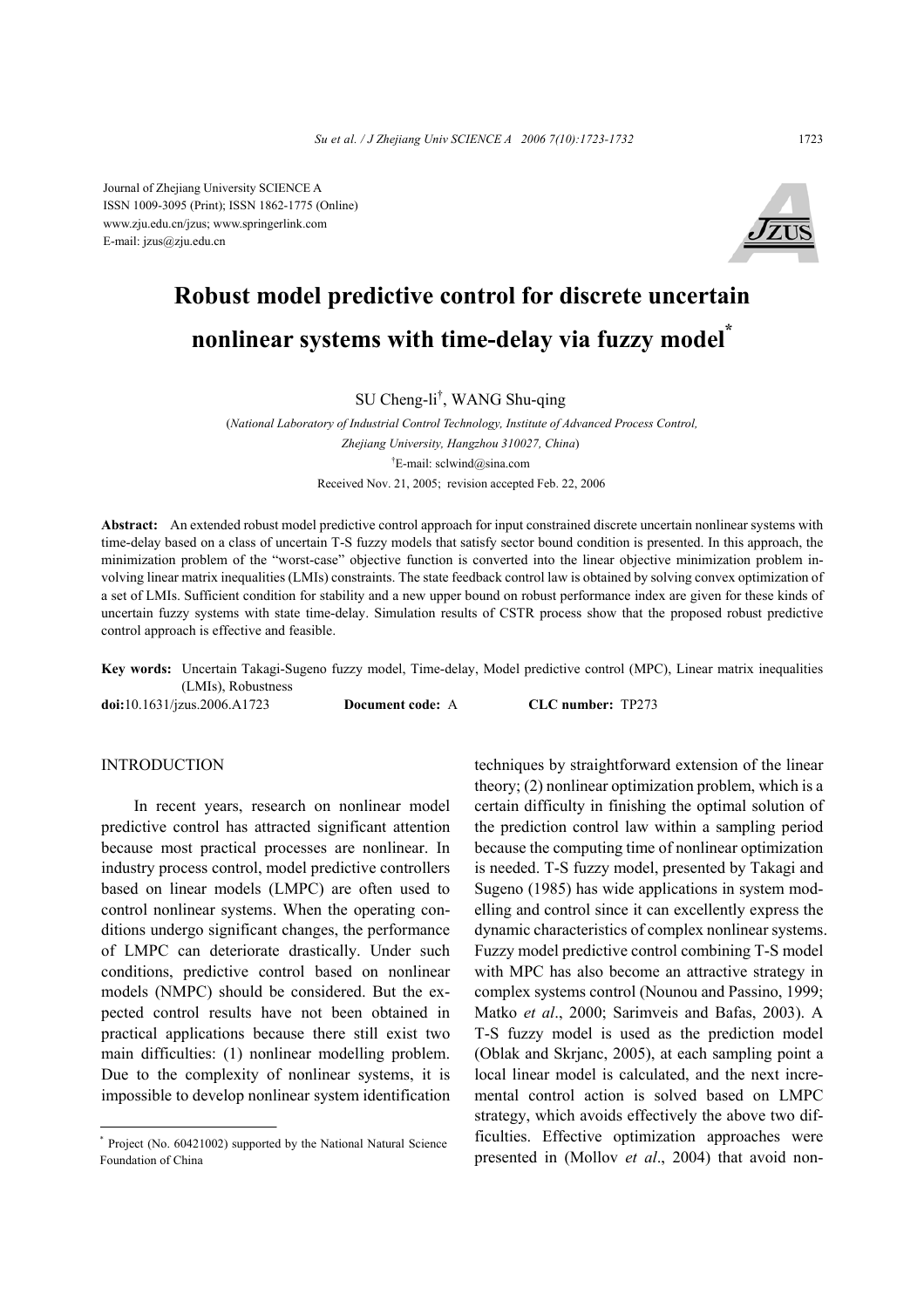Journal of Zhejiang University SCIENCE A
ISSN 1009-3095 (Print); ISSN 1862-1775 (Online)
www.zju.edu.cn/jzus; www.springerlink.com
E-mail: jzus@zju.edu.cn

# Robust model predictive control for discrete uncertain nonlinear systems with time-delay via fuzzy model*

SU Cheng-li†, WANG Shu-qing

(*National Laboratory of Industrial Control Technology, Institute of Advanced Process Control, Zhejiang University, Hangzhou 310027, China*)

†E-mail: sclwind@sina.com

Received Nov. 21, 2005; revision accepted Feb. 22, 2006

**Abstract:** An extended robust model predictive control approach for input constrained discrete uncertain nonlinear systems with time-delay based on a class of uncertain T-S fuzzy models that satisfy sector bound condition is presented. In this approach, the minimization problem of the "worst-case" objective function is converted into the linear objective minimization problem involving linear matrix inequalities (LMIs) constraints. The state feedback control law is obtained by solving convex optimization of a set of LMIs. Sufficient condition for stability and a new upper bound on robust performance index are given for these kinds of uncertain fuzzy systems with state time-delay. Simulation results of CSTR process show that the proposed robust predictive control approach is effective and feasible.

**Key words:** Uncertain Takagi-Sugeno fuzzy model, Time-delay, Model predictive control (MPC), Linear matrix inequalities (LMIs), Robustness

**doi:**10.1631/jzus.2006.A1723 **Document code:** A **CLC number:** TP273

## INTRODUCTION

In recent years, research on nonlinear model predictive control has attracted significant attention because most practical processes are nonlinear. In industry process control, model predictive controllers based on linear models (LMPC) are often used to control nonlinear systems. When the operating conditions undergo significant changes, the performance of LMPC can deteriorate drastically. Under such conditions, predictive control based on nonlinear models (NMPC) should be considered. But the expected control results have not been obtained in practical applications because there still exist two main difficulties: (1) nonlinear modelling problem. Due to the complexity of nonlinear systems, it is impossible to develop nonlinear system identification techniques by straightforward extension of the linear theory; (2) nonlinear optimization problem, which is a certain difficulty in finishing the optimal solution of the prediction control law within a sampling period because the computing time of nonlinear optimization is needed. T-S fuzzy model, presented by Takagi and Sugeno (1985) has wide applications in system modelling and control since it can excellently express the dynamic characteristics of complex nonlinear systems. Fuzzy model predictive control combining T-S model with MPC has also become an attractive strategy in complex systems control (Nounou and Passino, 1999; Matko *et al*., 2000; Sarimveis and Bafas, 2003). A T-S fuzzy model is used as the prediction model (Oblak and Skrjanc, 2005), at each sampling point a local linear model is calculated, and the next incremental control action is solved based on LMPC strategy, which avoids effectively the above two difficulties. Effective optimization approaches were presented in (Mollov *et al*., 2004) that avoid non-

---

* Project (No. 60421002) supported by the National Natural Science Foundation of China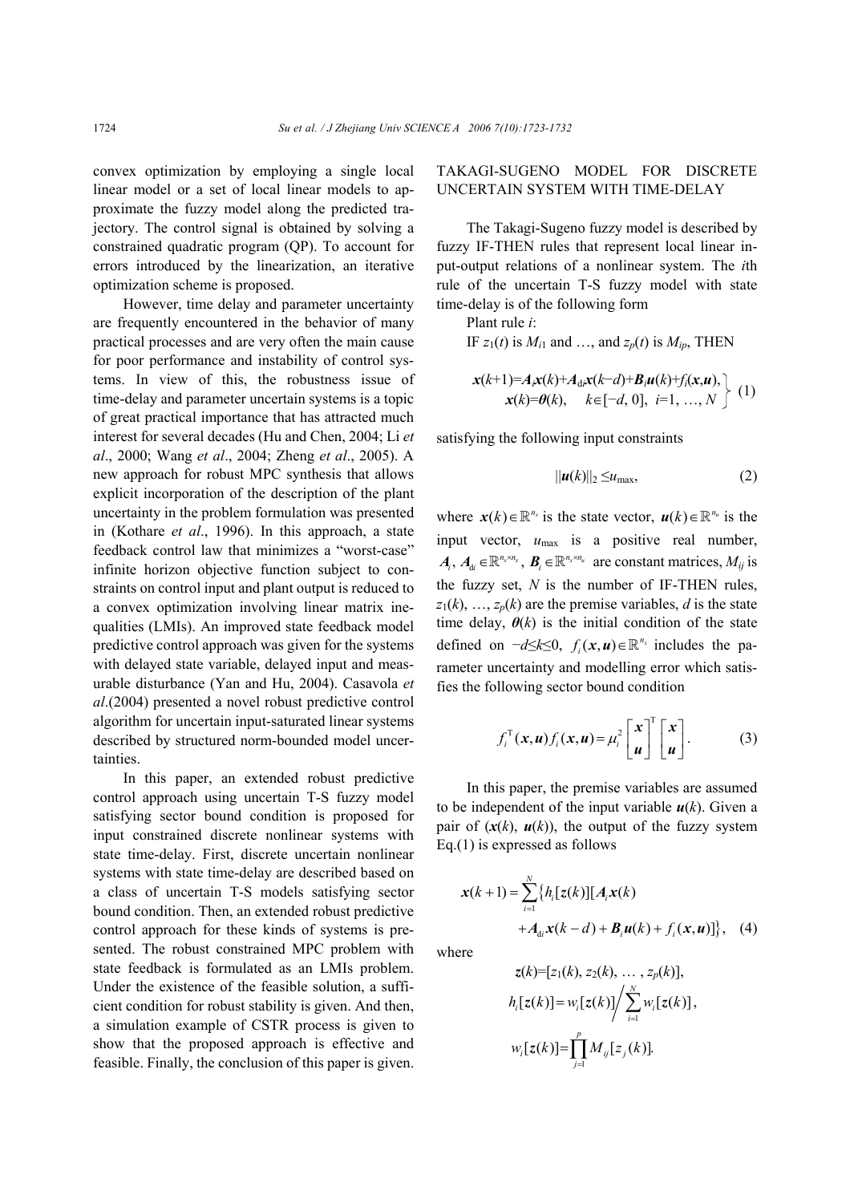convex optimization by employing a single local linear model or a set of local linear models to approximate the fuzzy model along the predicted trajectory. The control signal is obtained by solving a constrained quadratic program (QP). To account for errors introduced by the linearization, an iterative optimization scheme is proposed.

However, time delay and parameter uncertainty are frequently encountered in the behavior of many practical processes and are very often the main cause for poor performance and instability of control systems. In view of this, the robustness issue of time-delay and parameter uncertain systems is a topic of great practical importance that has attracted much interest for several decades (Hu and Chen, 2004; Li *et al*., 2000; Wang *et al*., 2004; Zheng *et al*., 2005). A new approach for robust MPC synthesis that allows explicit incorporation of the description of the plant uncertainty in the problem formulation was presented in (Kothare *et al*., 1996). In this approach, a state feedback control law that minimizes a "worst-case" infinite horizon objective function subject to constraints on control input and plant output is reduced to a convex optimization involving linear matrix inequalities (LMIs). An improved state feedback model predictive control approach was given for the systems with delayed state variable, delayed input and measurable disturbance (Yan and Hu, 2004). Casavola *et al*.(2004) presented a novel robust predictive control algorithm for uncertain input-saturated linear systems described by structured norm-bounded model uncertainties.

In this paper, an extended robust predictive control approach using uncertain T-S fuzzy model satisfying sector bound condition is proposed for input constrained discrete nonlinear systems with state time-delay. First, discrete uncertain nonlinear systems with state time-delay are described based on a class of uncertain T-S models satisfying sector bound condition. Then, an extended robust predictive control approach for these kinds of systems is presented. The robust constrained MPC problem with state feedback is formulated as an LMIs problem. Under the existence of the feasible solution, a sufficient condition for robust stability is given. And then, a simulation example of CSTR process is given to show that the proposed approach is effective and feasible. Finally, the conclusion of this paper is given.

## TAKAGI-SUGENO MODEL FOR DISCRETE UNCERTAIN SYSTEM WITH TIME-DELAY

The Takagi-Sugeno fuzzy model is described by fuzzy IF-THEN rules that represent local linear input-output relations of a nonlinear system. The $i$th rule of the uncertain T-S fuzzy model with state time-delay is of the following form

Plant rule $i$:

IF $z_1(t)$ is $M_{i1}$ and …, and $z_p(t)$ is $M_{ip}$, THEN

$$\left.\begin{aligned} \boldsymbol{x}(k+1)&=\boldsymbol{A}_i\boldsymbol{x}(k)+\boldsymbol{A}_{\mathrm{d}i}\boldsymbol{x}(k-d)+\boldsymbol{B}_i\boldsymbol{u}(k)+f_i(\boldsymbol{x},\boldsymbol{u}),\\ \boldsymbol{x}(k)&=\boldsymbol{\theta}(k),\quad k\in[-d,0],\ i=1,\ \dots,\ N \end{aligned}\right\} \tag{1}$$

satisfying the following input constraints

$$\|\boldsymbol{u}(k)\|_2 \le u_{\max}, \tag{2}$$

where $\boldsymbol{x}(k)\in\mathbb{R}^{n_x}$ is the state vector, $\boldsymbol{u}(k)\in\mathbb{R}^{n_u}$ is the input vector, $u_{\max}$ is a positive real number, $\boldsymbol{A}_i,\ \boldsymbol{A}_{\mathrm{d}i}\in\mathbb{R}^{n_x\times n_x}$, $\boldsymbol{B}_i\in\mathbb{R}^{n_x\times n_u}$ are constant matrices, $M_{ij}$ is the fuzzy set, $N$ is the number of IF-THEN rules, $z_1(k)$, …, $z_p(k)$ are the premise variables, $d$ is the state time delay, $\boldsymbol{\theta}(k)$ is the initial condition of the state defined on $-d\le k\le 0$, $f_i(\boldsymbol{x},\boldsymbol{u})\in\mathbb{R}^{n_x}$ includes the parameter uncertainty and modelling error which satisfies the following sector bound condition

$$f_i^{\mathrm{T}}(\boldsymbol{x},\boldsymbol{u})f_i(\boldsymbol{x},\boldsymbol{u})=\mu_i^2\begin{bmatrix}\boldsymbol{x}\\ \boldsymbol{u}\end{bmatrix}^{\mathrm{T}}\begin{bmatrix}\boldsymbol{x}\\ \boldsymbol{u}\end{bmatrix}. \tag{3}$$

In this paper, the premise variables are assumed to be independent of the input variable $\boldsymbol{u}(k)$. Given a pair of $(\boldsymbol{x}(k),\ \boldsymbol{u}(k))$, the output of the fuzzy system Eq.(1) is expressed as follows

$$\boldsymbol{x}(k+1)=\sum_{i=1}^{N}\big\{h_i[\boldsymbol{z}(k)][\boldsymbol{A}_i\boldsymbol{x}(k)+\boldsymbol{A}_{\mathrm{d}i}\boldsymbol{x}(k-d)+\boldsymbol{B}_i\boldsymbol{u}(k)+f_i(\boldsymbol{x},\boldsymbol{u})]\big\}, \tag{4}$$

where

$$\boldsymbol{z}(k)=[z_1(k),\ z_2(k),\ \dots,\ z_p(k)],$$

$$h_i[\boldsymbol{z}(k)]=w_i[\boldsymbol{z}(k)]\Big/\sum_{i=1}^{N}w_i[\boldsymbol{z}(k)],$$

$$w_i[\boldsymbol{z}(k)]=\prod_{j=1}^{p}M_{ij}[z_j(k)].$$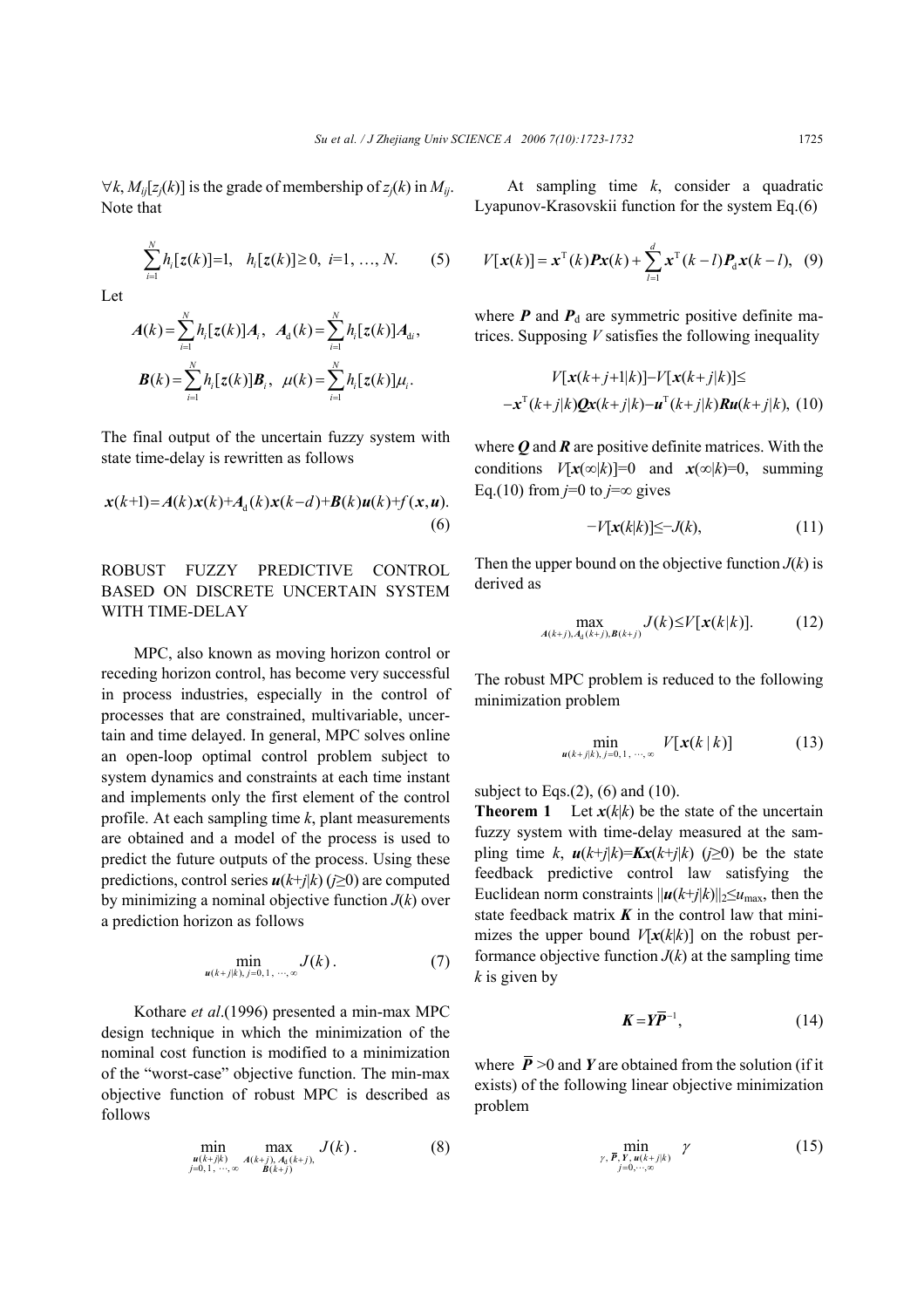$\forall k$, $M_{ij}[z_j(k)]$ is the grade of membership of $z_j(k)$ in $M_{ij}$. Note that

$$\sum_{i=1}^{N} h_i[\boldsymbol{z}(k)]=1,\quad h_i[\boldsymbol{z}(k)]\geq 0,\ i=1,\ \ldots,\ N. \tag{5}$$

Let

$$\boldsymbol{A}(k)=\sum_{i=1}^{N} h_i[\boldsymbol{z}(k)]\boldsymbol{A}_i,\ \ \boldsymbol{A}_{\mathrm{d}}(k)=\sum_{i=1}^{N} h_i[\boldsymbol{z}(k)]\boldsymbol{A}_{\mathrm{d}i},$$

$$\boldsymbol{B}(k)=\sum_{i=1}^{N} h_i[\boldsymbol{z}(k)]\boldsymbol{B}_i,\ \ \mu(k)=\sum_{i=1}^{N} h_i[\boldsymbol{z}(k)]\mu_i.$$

The final output of the uncertain fuzzy system with state time-delay is rewritten as follows

$$\boldsymbol{x}(k+1)=\boldsymbol{A}(k)\boldsymbol{x}(k)+\boldsymbol{A}_{\mathrm{d}}(k)\boldsymbol{x}(k-d)+\boldsymbol{B}(k)\boldsymbol{u}(k)+f(\boldsymbol{x},\boldsymbol{u}). \tag{6}$$

## ROBUST FUZZY PREDICTIVE CONTROL BASED ON DISCRETE UNCERTAIN SYSTEM WITH TIME-DELAY

MPC, also known as moving horizon control or receding horizon control, has become very successful in process industries, especially in the control of processes that are constrained, multivariable, uncertain and time delayed. In general, MPC solves online an open-loop optimal control problem subject to system dynamics and constraints at each time instant and implements only the first element of the control profile. At each sampling time $k$, plant measurements are obtained and a model of the process is used to predict the future outputs of the process. Using these predictions, control series $\boldsymbol{u}(k+j|k)$ ($j\geq 0$) are computed by minimizing a nominal objective function $J(k)$ over a prediction horizon as follows

$$\min_{\boldsymbol{u}(k+j|k),\, j=0,1,\,\cdots,\,\infty} J(k)\,. \tag{7}$$

Kothare *et al*.(1996) presented a min-max MPC design technique in which the minimization of the nominal cost function is modified to a minimization of the "worst-case" objective function. The min-max objective function of robust MPC is described as follows

$$\min_{\substack{\boldsymbol{u}(k+j|k)\\ j=0,1,\,\cdots,\,\infty}} \ \max_{\substack{\boldsymbol{A}(k+j),\,\boldsymbol{A}_{\mathrm{d}}(k+j),\\ \boldsymbol{B}(k+j)}} J(k)\,. \tag{8}$$

At sampling time $k$, consider a quadratic Lyapunov-Krasovskii function for the system Eq.(6)

$$V[\boldsymbol{x}(k)]=\boldsymbol{x}^{\mathrm{T}}(k)\boldsymbol{P}\boldsymbol{x}(k)+\sum_{l=1}^{d}\boldsymbol{x}^{\mathrm{T}}(k-l)\boldsymbol{P}_{\mathrm{d}}\boldsymbol{x}(k-l), \tag{9}$$

where $\boldsymbol{P}$ and $\boldsymbol{P}_{\mathrm{d}}$ are symmetric positive definite matrices. Supposing $V$ satisfies the following inequality

$$\begin{aligned}&V[\boldsymbol{x}(k+j+1|k)]-V[\boldsymbol{x}(k+j|k)]\leq\\ &-\boldsymbol{x}^{\mathrm{T}}(k+j|k)\boldsymbol{Q}\boldsymbol{x}(k+j|k)-\boldsymbol{u}^{\mathrm{T}}(k+j|k)\boldsymbol{R}\boldsymbol{u}(k+j|k),\end{aligned} \tag{10}$$

where $\boldsymbol{Q}$ and $\boldsymbol{R}$ are positive definite matrices. With the conditions $V[\boldsymbol{x}(\infty|k)]=0$ and $\boldsymbol{x}(\infty|k)=0$, summing Eq.(10) from $j=0$ to $j=\infty$ gives

$$-V[\boldsymbol{x}(k|k)]\leq -J(k), \tag{11}$$

Then the upper bound on the objective function $J(k)$ is derived as

$$\max_{\boldsymbol{A}(k+j),\,\boldsymbol{A}_{\mathrm{d}}(k+j),\,\boldsymbol{B}(k+j)} J(k)\leq V[\boldsymbol{x}(k|k)]. \tag{12}$$

The robust MPC problem is reduced to the following minimization problem

$$\min_{\boldsymbol{u}(k+j|k),\, j=0,1,\,\cdots,\,\infty} V[\boldsymbol{x}(k\,|\,k)] \tag{13}$$

subject to Eqs.(2), (6) and (10).

**Theorem 1** Let $\boldsymbol{x}(k|k)$ be the state of the uncertain fuzzy system with time-delay measured at the sampling time $k$, $\boldsymbol{u}(k+j|k)=\boldsymbol{K}\boldsymbol{x}(k+j|k)$ ($j\geq 0$) be the state feedback predictive control law satisfying the Euclidean norm constraints $\|\boldsymbol{u}(k+j|k)\|_2\leq u_{\max}$, then the state feedback matrix $\boldsymbol{K}$ in the control law that minimizes the upper bound $V[\boldsymbol{x}(k|k)]$ on the robust performance objective function $J(k)$ at the sampling time $k$ is given by

$$\boldsymbol{K}=\boldsymbol{Y}\overline{\boldsymbol{P}}^{-1}, \tag{14}$$

where $\overline{\boldsymbol{P}}>0$ and $\boldsymbol{Y}$ are obtained from the solution (if it exists) of the following linear objective minimization problem

$$\min_{\substack{\gamma,\,\overline{\boldsymbol{P}},\,\boldsymbol{Y},\,\boldsymbol{u}(k+j|k)\\ j=0,\cdots,\infty}} \gamma \tag{15}$$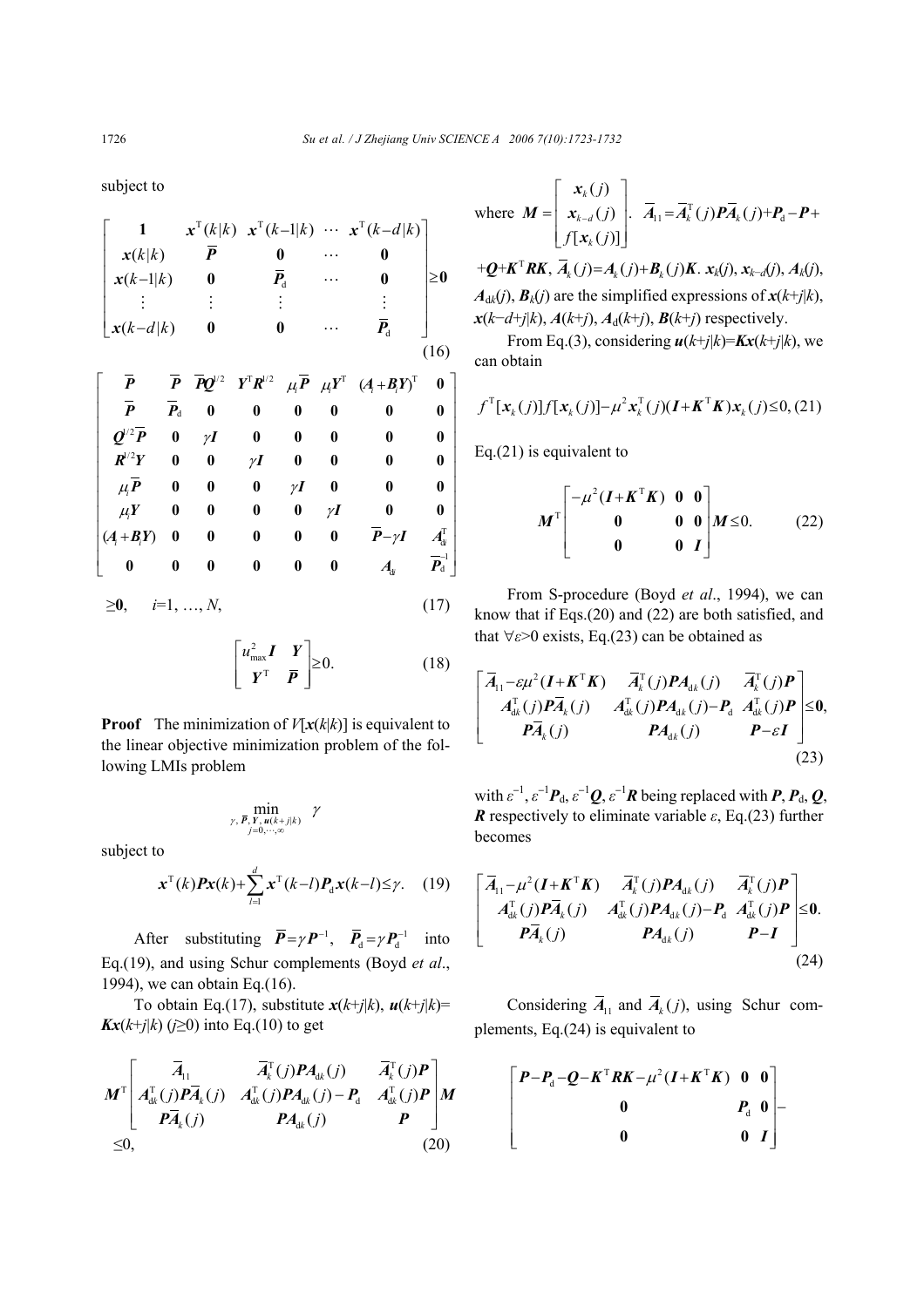subject to

$$
\begin{bmatrix}
1 & \boldsymbol{x}^{\mathrm{T}}(k|k) & \boldsymbol{x}^{\mathrm{T}}(k-1|k) & \cdots & \boldsymbol{x}^{\mathrm{T}}(k-d|k) \\
\boldsymbol{x}(k|k) & \overline{\boldsymbol{P}} & \boldsymbol{0} & \cdots & \boldsymbol{0} \\
\boldsymbol{x}(k-1|k) & \boldsymbol{0} & \overline{\boldsymbol{P}}_{\mathrm{d}} & \cdots & \boldsymbol{0} \\
\vdots & \vdots & \vdots & & \vdots \\
\boldsymbol{x}(k-d|k) & \boldsymbol{0} & \boldsymbol{0} & \cdots & \overline{\boldsymbol{P}}_{\mathrm{d}}
\end{bmatrix} \geq \boldsymbol{0} \tag{16}
$$

$$
\begin{bmatrix}
\overline{\boldsymbol{P}} & \overline{\boldsymbol{P}} & \overline{\boldsymbol{P}}\boldsymbol{Q}^{1/2} & \boldsymbol{Y}^{\mathrm{T}}\boldsymbol{R}^{1/2} & \mu_i\overline{\boldsymbol{P}} & \mu_i\boldsymbol{Y}^{\mathrm{T}} & (\boldsymbol{A}_i+\boldsymbol{B}_i\boldsymbol{Y})^{\mathrm{T}} & \boldsymbol{0} \\
\overline{\boldsymbol{P}} & \overline{\boldsymbol{P}}_{\mathrm{d}} & \boldsymbol{0} & \boldsymbol{0} & \boldsymbol{0} & \boldsymbol{0} & \boldsymbol{0} & \boldsymbol{0} \\
\boldsymbol{Q}^{1/2}\overline{\boldsymbol{P}} & \boldsymbol{0} & \gamma\boldsymbol{I} & \boldsymbol{0} & \boldsymbol{0} & \boldsymbol{0} & \boldsymbol{0} & \boldsymbol{0} \\
\boldsymbol{R}^{1/2}\boldsymbol{Y} & \boldsymbol{0} & \boldsymbol{0} & \gamma\boldsymbol{I} & \boldsymbol{0} & \boldsymbol{0} & \boldsymbol{0} & \boldsymbol{0} \\
\mu_i\overline{\boldsymbol{P}} & \boldsymbol{0} & \boldsymbol{0} & \boldsymbol{0} & \gamma\boldsymbol{I} & \boldsymbol{0} & \boldsymbol{0} & \boldsymbol{0} \\
\mu_i\boldsymbol{Y} & \boldsymbol{0} & \boldsymbol{0} & \boldsymbol{0} & \boldsymbol{0} & \gamma\boldsymbol{I} & \boldsymbol{0} & \boldsymbol{0} \\
(\boldsymbol{A}_i+\boldsymbol{B}_i\boldsymbol{Y}) & \boldsymbol{0} & \boldsymbol{0} & \boldsymbol{0} & \boldsymbol{0} & \boldsymbol{0} & \overline{\boldsymbol{P}}-\gamma\boldsymbol{I} & \boldsymbol{A}_{\mathrm{d}i}^{\mathrm{T}} \\
\boldsymbol{0} & \boldsymbol{0} & \boldsymbol{0} & \boldsymbol{0} & \boldsymbol{0} & \boldsymbol{0} & \boldsymbol{A}_{\mathrm{d}i} & \overline{\boldsymbol{P}}_{\mathrm{d}}^{-1}
\end{bmatrix}
$$

$$
\geq \boldsymbol{0}, \quad i=1, \ldots, N, \tag{17}
$$

$$
\begin{bmatrix}
u_{\max}^2\boldsymbol{I} & \boldsymbol{Y} \\
\boldsymbol{Y}^{\mathrm{T}} & \overline{\boldsymbol{P}}
\end{bmatrix} \geq 0. \tag{18}
$$

**Proof** The minimization of $V[\boldsymbol{x}(k|k)]$ is equivalent to the linear objective minimization problem of the following LMIs problem

$$
\min_{\substack{\gamma,\, \overline{\boldsymbol{P}},\, \boldsymbol{Y},\, \boldsymbol{u}(k+j|k) \\ j=0,\cdots,\infty}} \gamma
$$

subject to

$$
\boldsymbol{x}^{\mathrm{T}}(k)\boldsymbol{P}\boldsymbol{x}(k)+\sum_{l=1}^{d}\boldsymbol{x}^{\mathrm{T}}(k-l)\boldsymbol{P}_{\mathrm{d}}\boldsymbol{x}(k-l)\leq\gamma. \tag{19}
$$

After substituting $\overline{\boldsymbol{P}}=\gamma\boldsymbol{P}^{-1}$, $\overline{\boldsymbol{P}}_{\mathrm{d}}=\gamma\boldsymbol{P}_{\mathrm{d}}^{-1}$ into Eq.(19), and using Schur complements (Boyd *et al*., 1994), we can obtain Eq.(16).

To obtain Eq.(17), substitute $\boldsymbol{x}(k+j|k)$, $\boldsymbol{u}(k+j|k)=\boldsymbol{K}\boldsymbol{x}(k+j|k)$ $(j\geq 0)$ into Eq.(10) to get

$$
\boldsymbol{M}^{\mathrm{T}}
\begin{bmatrix}
\overline{\boldsymbol{A}}_{11} & \overline{\boldsymbol{A}}_k^{\mathrm{T}}(j)\boldsymbol{P}\boldsymbol{A}_{\mathrm{d}k}(j) & \overline{\boldsymbol{A}}_k^{\mathrm{T}}(j)\boldsymbol{P} \\
\boldsymbol{A}_{\mathrm{d}k}^{\mathrm{T}}(j)\boldsymbol{P}\overline{\boldsymbol{A}}_k(j) & \boldsymbol{A}_{\mathrm{d}k}^{\mathrm{T}}(j)\boldsymbol{P}\boldsymbol{A}_{\mathrm{d}k}(j)-\boldsymbol{P}_{\mathrm{d}} & \boldsymbol{A}_{\mathrm{d}k}^{\mathrm{T}}(j)\boldsymbol{P} \\
\boldsymbol{P}\overline{\boldsymbol{A}}_k(j) & \boldsymbol{P}\boldsymbol{A}_{\mathrm{d}k}(j) & \boldsymbol{P}
\end{bmatrix}
\boldsymbol{M}
$$

$$
\leq 0, \tag{20}
$$

where $\boldsymbol{M}=\begin{bmatrix}\boldsymbol{x}_k(j)\\ \boldsymbol{x}_{k-d}(j)\\ f[\boldsymbol{x}_k(j)]\end{bmatrix}$. $\overline{\boldsymbol{A}}_{11}=\overline{\boldsymbol{A}}_k^{\mathrm{T}}(j)\boldsymbol{P}\overline{\boldsymbol{A}}_k(j)+\boldsymbol{P}_{\mathrm{d}}-\boldsymbol{P}+\boldsymbol{Q}+\boldsymbol{K}^{\mathrm{T}}\boldsymbol{R}\boldsymbol{K}$, $\overline{\boldsymbol{A}}_k(j)=\boldsymbol{A}_k(j)+\boldsymbol{B}_k(j)\boldsymbol{K}$. $\boldsymbol{x}_k(j)$, $\boldsymbol{x}_{k-d}(j)$, $\boldsymbol{A}_k(j)$, $\boldsymbol{A}_{\mathrm{d}k}(j)$, $\boldsymbol{B}_k(j)$ are the simplified expressions of $\boldsymbol{x}(k+j|k)$, $\boldsymbol{x}(k-d+j|k)$, $\boldsymbol{A}(k+j)$, $\boldsymbol{A}_{\mathrm{d}}(k+j)$, $\boldsymbol{B}(k+j)$ respectively.

From Eq.(3), considering $\boldsymbol{u}(k+j|k)=\boldsymbol{K}\boldsymbol{x}(k+j|k)$, we can obtain

$$
f^{\mathrm{T}}[\boldsymbol{x}_k(j)]f[\boldsymbol{x}_k(j)]-\mu^2\boldsymbol{x}_k^{\mathrm{T}}(j)(\boldsymbol{I}+\boldsymbol{K}^{\mathrm{T}}\boldsymbol{K})\boldsymbol{x}_k(j)\leq 0, \tag{21}
$$

Eq.(21) is equivalent to

$$
\boldsymbol{M}^{\mathrm{T}}
\begin{bmatrix}
-\mu^2(\boldsymbol{I}+\boldsymbol{K}^{\mathrm{T}}\boldsymbol{K}) & \boldsymbol{0} & \boldsymbol{0} \\
\boldsymbol{0} & \boldsymbol{0} & \boldsymbol{0} \\
\boldsymbol{0} & \boldsymbol{0} & \boldsymbol{I}
\end{bmatrix}
\boldsymbol{M}\leq 0. \tag{22}
$$

From S-procedure (Boyd *et al*., 1994), we can know that if Eqs.(20) and (22) are both satisfied, and that $\forall\varepsilon>0$ exists, Eq.(23) can be obtained as

$$
\begin{bmatrix}
\overline{\boldsymbol{A}}_{11}-\varepsilon\mu^2(\boldsymbol{I}+\boldsymbol{K}^{\mathrm{T}}\boldsymbol{K}) & \overline{\boldsymbol{A}}_k^{\mathrm{T}}(j)\boldsymbol{P}\boldsymbol{A}_{\mathrm{d}k}(j) & \overline{\boldsymbol{A}}_k^{\mathrm{T}}(j)\boldsymbol{P} \\
\boldsymbol{A}_{\mathrm{d}k}^{\mathrm{T}}(j)\boldsymbol{P}\overline{\boldsymbol{A}}_k(j) & \boldsymbol{A}_{\mathrm{d}k}^{\mathrm{T}}(j)\boldsymbol{P}\boldsymbol{A}_{\mathrm{d}k}(j)-\boldsymbol{P}_{\mathrm{d}} & \boldsymbol{A}_{\mathrm{d}k}^{\mathrm{T}}(j)\boldsymbol{P} \\
\boldsymbol{P}\overline{\boldsymbol{A}}_k(j) & \boldsymbol{P}\boldsymbol{A}_{\mathrm{d}k}(j) & \boldsymbol{P}-\varepsilon\boldsymbol{I}
\end{bmatrix}\leq\boldsymbol{0}, \tag{23}
$$

with $\varepsilon^{-1}$, $\varepsilon^{-1}\boldsymbol{P}_{\mathrm{d}}$, $\varepsilon^{-1}\boldsymbol{Q}$, $\varepsilon^{-1}\boldsymbol{R}$ being replaced with $\boldsymbol{P}$, $\boldsymbol{P}_{\mathrm{d}}$, $\boldsymbol{Q}$, $\boldsymbol{R}$ respectively to eliminate variable $\varepsilon$, Eq.(23) further becomes

$$
\begin{bmatrix}
\overline{\boldsymbol{A}}_{11}-\mu^2(\boldsymbol{I}+\boldsymbol{K}^{\mathrm{T}}\boldsymbol{K}) & \overline{\boldsymbol{A}}_k^{\mathrm{T}}(j)\boldsymbol{P}\boldsymbol{A}_{\mathrm{d}k}(j) & \overline{\boldsymbol{A}}_k^{\mathrm{T}}(j)\boldsymbol{P} \\
\boldsymbol{A}_{\mathrm{d}k}^{\mathrm{T}}(j)\boldsymbol{P}\overline{\boldsymbol{A}}_k(j) & \boldsymbol{A}_{\mathrm{d}k}^{\mathrm{T}}(j)\boldsymbol{P}\boldsymbol{A}_{\mathrm{d}k}(j)-\boldsymbol{P}_{\mathrm{d}} & \boldsymbol{A}_{\mathrm{d}k}^{\mathrm{T}}(j)\boldsymbol{P} \\
\boldsymbol{P}\overline{\boldsymbol{A}}_k(j) & \boldsymbol{P}\boldsymbol{A}_{\mathrm{d}k}(j) & \boldsymbol{P}-\boldsymbol{I}
\end{bmatrix}\leq\boldsymbol{0}. \tag{24}
$$

Considering $\overline{\boldsymbol{A}}_{11}$ and $\overline{\boldsymbol{A}}_k(j)$, using Schur complements, Eq.(24) is equivalent to

$$
\begin{bmatrix}
\boldsymbol{P}-\boldsymbol{P}_{\mathrm{d}}-\boldsymbol{Q}-\boldsymbol{K}^{\mathrm{T}}\boldsymbol{R}\boldsymbol{K}-\mu^2(\boldsymbol{I}+\boldsymbol{K}^{\mathrm{T}}\boldsymbol{K}) & \boldsymbol{0} & \boldsymbol{0} \\
\boldsymbol{0} & \boldsymbol{P}_{\mathrm{d}} & \boldsymbol{0} \\
\boldsymbol{0} & \boldsymbol{0} & \boldsymbol{I}
\end{bmatrix} -
$$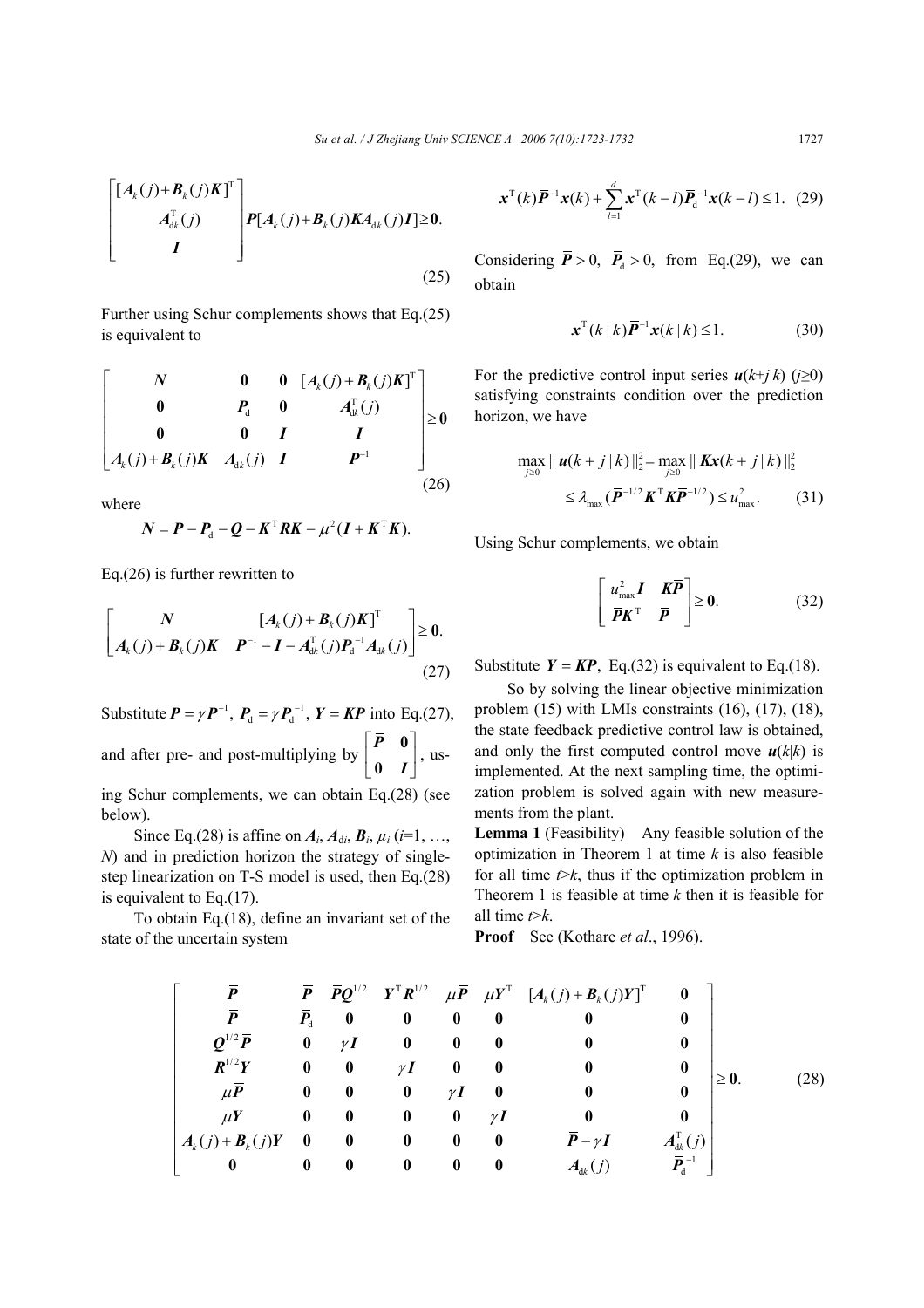$$
\begin{bmatrix} [\boldsymbol{A}_k(j)+\boldsymbol{B}_k(j)\boldsymbol{K}]^{\mathrm{T}} \\ \boldsymbol{A}_{\mathrm{d}k}^{\mathrm{T}}(j) \\ \boldsymbol{I} \end{bmatrix} \boldsymbol{P}[\boldsymbol{A}_k(j)+\boldsymbol{B}_k(j)\boldsymbol{K}\boldsymbol{A}_{\mathrm{d}k}(j)\boldsymbol{I}] \geq \boldsymbol{0}. \tag{25}
$$

Further using Schur complements shows that Eq.(25) is equivalent to

$$
\begin{bmatrix} \boldsymbol{N} & \boldsymbol{0} & \boldsymbol{0} & [\boldsymbol{A}_k(j)+\boldsymbol{B}_k(j)\boldsymbol{K}]^{\mathrm{T}} \\ \boldsymbol{0} & \boldsymbol{P}_{\mathrm{d}} & \boldsymbol{0} & \boldsymbol{A}_{\mathrm{d}k}^{\mathrm{T}}(j) \\ \boldsymbol{0} & \boldsymbol{0} & \boldsymbol{I} & \boldsymbol{I} \\ \boldsymbol{A}_k(j)+\boldsymbol{B}_k(j)\boldsymbol{K} & \boldsymbol{A}_{\mathrm{d}k}(j) & \boldsymbol{I} & \boldsymbol{P}^{-1} \end{bmatrix} \geq \boldsymbol{0} \tag{26}
$$

where

$$
\boldsymbol{N} = \boldsymbol{P} - \boldsymbol{P}_{\mathrm{d}} - \boldsymbol{Q} - \boldsymbol{K}^{\mathrm{T}}\boldsymbol{R}\boldsymbol{K} - \mu^2(\boldsymbol{I} + \boldsymbol{K}^{\mathrm{T}}\boldsymbol{K}).
$$

Eq.(26) is further rewritten to

$$
\begin{bmatrix} \boldsymbol{N} & [\boldsymbol{A}_k(j)+\boldsymbol{B}_k(j)\boldsymbol{K}]^{\mathrm{T}} \\ \boldsymbol{A}_k(j)+\boldsymbol{B}_k(j)\boldsymbol{K} & \boldsymbol{P}^{-1} - \boldsymbol{I} - \boldsymbol{A}_{\mathrm{d}k}^{\mathrm{T}}(j)\boldsymbol{P}_{\mathrm{d}}^{-1}\boldsymbol{A}_{\mathrm{d}k}(j) \end{bmatrix} \geq \boldsymbol{0}. \tag{27}
$$

Substitute $\overline{\boldsymbol{P}} = \gamma \boldsymbol{P}^{-1}$, $\overline{\boldsymbol{P}}_{\mathrm{d}} = \gamma \boldsymbol{P}_{\mathrm{d}}^{-1}$, $\boldsymbol{Y} = \boldsymbol{K}\overline{\boldsymbol{P}}$ into Eq.(27), and after pre- and post-multiplying by $\begin{bmatrix} \overline{\boldsymbol{P}} & \boldsymbol{0} \\ \boldsymbol{0} & \boldsymbol{I} \end{bmatrix}$, using Schur complements, we can obtain Eq.(28) (see below).

Since Eq.(28) is affine on $\boldsymbol{A}_i$, $\boldsymbol{A}_{\mathrm{d}i}$, $\boldsymbol{B}_i$, $\mu_i$ ($i$=1, …, $N$) and in prediction horizon the strategy of single-step linearization on T-S model is used, then Eq.(28) is equivalent to Eq.(17).

To obtain Eq.(18), define an invariant set of the state of the uncertain system

$$
\boldsymbol{x}^{\mathrm{T}}(k)\overline{\boldsymbol{P}}^{-1}\boldsymbol{x}(k) + \sum_{l=1}^{d} \boldsymbol{x}^{\mathrm{T}}(k-l)\overline{\boldsymbol{P}}_{\mathrm{d}}^{-1}\boldsymbol{x}(k-l) \leq 1. \tag{29}
$$

Considering $\overline{\boldsymbol{P}} > 0$, $\overline{\boldsymbol{P}}_{\mathrm{d}} > 0$, from Eq.(29), we can obtain

$$
\boldsymbol{x}^{\mathrm{T}}(k|k)\overline{\boldsymbol{P}}^{-1}\boldsymbol{x}(k|k) \leq 1. \tag{30}
$$

For the predictive control input series $\boldsymbol{u}(k+j|k)$ ($j \geq 0$) satisfying constraints condition over the prediction horizon, we have

$$
\begin{aligned} \max_{j\geq 0} \|\boldsymbol{u}(k+j|k)\|_2^2 &= \max_{j\geq 0} \|\boldsymbol{K}\boldsymbol{x}(k+j|k)\|_2^2 \\ &\leq \lambda_{\max}(\overline{\boldsymbol{P}}^{-1/2}\boldsymbol{K}^{\mathrm{T}}\boldsymbol{K}\overline{\boldsymbol{P}}^{-1/2}) \leq u_{\max}^2. \end{aligned} \tag{31}
$$

Using Schur complements, we obtain

$$
\begin{bmatrix} u_{\max}^2 \boldsymbol{I} & \boldsymbol{K}\overline{\boldsymbol{P}} \\ \overline{\boldsymbol{P}}\boldsymbol{K}^{\mathrm{T}} & \overline{\boldsymbol{P}} \end{bmatrix} \geq \boldsymbol{0}. \tag{32}
$$

Substitute $\boldsymbol{Y} = \boldsymbol{K}\overline{\boldsymbol{P}}$, Eq.(32) is equivalent to Eq.(18).

So by solving the linear objective minimization problem (15) with LMIs constraints (16), (17), (18), the state feedback predictive control law is obtained, and only the first computed control move $\boldsymbol{u}(k|k)$ is implemented. At the next sampling time, the optimization problem is solved again with new measurements from the plant.

**Lemma 1** (Feasibility) Any feasible solution of the optimization in Theorem 1 at time $k$ is also feasible for all time $t>k$, thus if the optimization problem in Theorem 1 is feasible at time $k$ then it is feasible for all time $t>k$.

**Proof** See (Kothare *et al*., 1996).

$$
\begin{bmatrix}
\overline{\boldsymbol{P}} & \overline{\boldsymbol{P}} & \overline{\boldsymbol{P}}\boldsymbol{Q}^{1/2} & \boldsymbol{Y}^{\mathrm{T}}\boldsymbol{R}^{1/2} & \mu\overline{\boldsymbol{P}} & \mu\boldsymbol{Y}^{\mathrm{T}} & [\boldsymbol{A}_k(j)+\boldsymbol{B}_k(j)\boldsymbol{Y}]^{\mathrm{T}} & \boldsymbol{0} \\
\overline{\boldsymbol{P}} & \overline{\boldsymbol{P}}_{\mathrm{d}} & \boldsymbol{0} & \boldsymbol{0} & \boldsymbol{0} & \boldsymbol{0} & \boldsymbol{0} & \boldsymbol{0} \\
\boldsymbol{Q}^{1/2}\overline{\boldsymbol{P}} & \boldsymbol{0} & \gamma\boldsymbol{I} & \boldsymbol{0} & \boldsymbol{0} & \boldsymbol{0} & \boldsymbol{0} & \boldsymbol{0} \\
\boldsymbol{R}^{1/2}\boldsymbol{Y} & \boldsymbol{0} & \boldsymbol{0} & \gamma\boldsymbol{I} & \boldsymbol{0} & \boldsymbol{0} & \boldsymbol{0} & \boldsymbol{0} \\
\mu\overline{\boldsymbol{P}} & \boldsymbol{0} & \boldsymbol{0} & \boldsymbol{0} & \gamma\boldsymbol{I} & \boldsymbol{0} & \boldsymbol{0} & \boldsymbol{0} \\
\mu\boldsymbol{Y} & \boldsymbol{0} & \boldsymbol{0} & \boldsymbol{0} & \boldsymbol{0} & \gamma\boldsymbol{I} & \boldsymbol{0} & \boldsymbol{0} \\
\boldsymbol{A}_k(j)+\boldsymbol{B}_k(j)\boldsymbol{Y} & \boldsymbol{0} & \boldsymbol{0} & \boldsymbol{0} & \boldsymbol{0} & \boldsymbol{0} & \overline{\boldsymbol{P}}-\gamma\boldsymbol{I} & \boldsymbol{A}_{\mathrm{d}k}^{\mathrm{T}}(j) \\
\boldsymbol{0} & \boldsymbol{0} & \boldsymbol{0} & \boldsymbol{0} & \boldsymbol{0} & \boldsymbol{0} & \boldsymbol{A}_{\mathrm{d}k}(j) & \overline{\boldsymbol{P}}_{\mathrm{d}}^{-1}
\end{bmatrix} \geq \boldsymbol{0}. \tag{28}
$$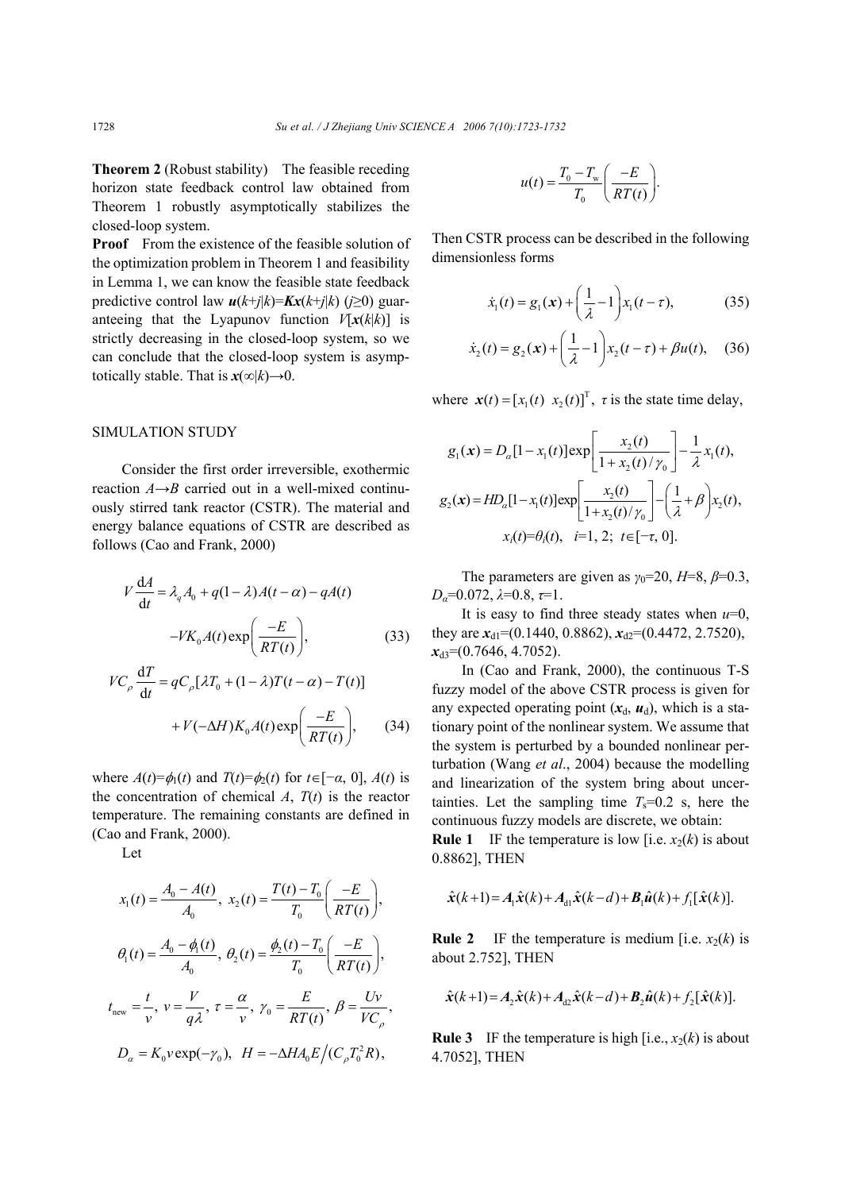**Theorem 2** (Robust stability) The feasible receding horizon state feedback control law obtained from Theorem 1 robustly asymptotically stabilizes the closed-loop system.

**Proof** From the existence of the feasible solution of the optimization problem in Theorem 1 and feasibility in Lemma 1, we can know the feasible state feedback predictive control law $\boldsymbol{u}(k+j|k)=\boldsymbol{K}\boldsymbol{x}(k+j|k)$ ($j\geq0$) guaranteeing that the Lyapunov function $V[\boldsymbol{x}(k|k)]$ is strictly decreasing in the closed-loop system, so we can conclude that the closed-loop system is asymptotically stable. That is $\boldsymbol{x}(\infty|k)\rightarrow0$.

## SIMULATION STUDY

Consider the first order irreversible, exothermic reaction $A\rightarrow B$ carried out in a well-mixed continuously stirred tank reactor (CSTR). The material and energy balance equations of CSTR are described as follows (Cao and Frank, 2000)

$$V\frac{\mathrm{d}A}{\mathrm{d}t}=\lambda_q A_0+q(1-\lambda)A(t-\alpha)-qA(t)-VK_0A(t)\exp\left(\frac{-E}{RT(t)}\right),\tag{33}$$

$$VC_\rho\frac{\mathrm{d}T}{\mathrm{d}t}=qC_\rho[\lambda T_0+(1-\lambda)T(t-\alpha)-T(t)]+V(-\Delta H)K_0A(t)\exp\left(\frac{-E}{RT(t)}\right),\tag{34}$$

where $A(t)=\phi_1(t)$ and $T(t)=\phi_2(t)$ for $t\in[-\alpha, 0]$, $A(t)$ is the concentration of chemical $A$, $T(t)$ is the reactor temperature. The remaining constants are defined in (Cao and Frank, 2000).

Let

$$x_1(t)=\frac{A_0-A(t)}{A_0},\ x_2(t)=\frac{T(t)-T_0}{T_0}\left(\frac{-E}{RT(t)}\right),$$

$$\theta_1(t)=\frac{A_0-\phi_1(t)}{A_0},\ \theta_2(t)=\frac{\phi_2(t)-T_0}{T_0}\left(\frac{-E}{RT(t)}\right),$$

$$t_{\text{new}}=\frac{t}{v},\ v=\frac{V}{q\lambda},\ \tau=\frac{\alpha}{v},\ \gamma_0=\frac{E}{RT(t)},\ \beta=\frac{Uv}{VC_\rho},$$

$$D_\alpha=K_0v\exp(-\gamma_0),\ H=-\Delta HA_0E\big/(C_\rho T_0^2R),$$

$$u(t)=\frac{T_0-T_{\text{w}}}{T_0}\left(\frac{-E}{RT(t)}\right).$$

Then CSTR process can be described in the following dimensionless forms

$$\dot{x}_1(t)=g_1(\boldsymbol{x})+\left(\frac{1}{\lambda}-1\right)x_1(t-\tau),\tag{35}$$

$$\dot{x}_2(t)=g_2(\boldsymbol{x})+\left(\frac{1}{\lambda}-1\right)x_2(t-\tau)+\beta u(t),\tag{36}$$

where $\boldsymbol{x}(t)=[x_1(t)\ \ x_2(t)]^{\mathrm{T}}$, $\tau$ is the state time delay,

$$g_1(\boldsymbol{x})=D_\alpha[1-x_1(t)]\exp\left[\frac{x_2(t)}{1+x_2(t)/\gamma_0}\right]-\frac{1}{\lambda}x_1(t),$$

$$g_2(\boldsymbol{x})=HD_\alpha[1-x_1(t)]\exp\left[\frac{x_2(t)}{1+x_2(t)/\gamma_0}\right]-\left(\frac{1}{\lambda}+\beta\right)x_2(t),$$

$$x_i(t)=\theta_i(t),\ \ i=1,2;\ t\in[-\tau, 0].$$

The parameters are given as $\gamma_0=20$, $H=8$, $\beta=0.3$, $D_\alpha=0.072$, $\lambda=0.8$, $\tau=1$.

It is easy to find three steady states when $u=0$, they are $\boldsymbol{x}_{\text{d}1}=(0.1440, 0.8862)$, $\boldsymbol{x}_{\text{d}2}=(0.4472, 2.7520)$, $\boldsymbol{x}_{\text{d}3}=(0.7646, 4.7052)$.

In (Cao and Frank, 2000), the continuous T-S fuzzy model of the above CSTR process is given for any expected operating point ($\boldsymbol{x}_\text{d}$, $\boldsymbol{u}_\text{d}$), which is a stationary point of the nonlinear system. We assume that the system is perturbed by a bounded nonlinear perturbation (Wang *et al*., 2004) because the modelling and linearization of the system bring about uncertainties. Let the sampling time $T_\text{s}=0.2$ s, here the continuous fuzzy models are discrete, we obtain:

**Rule 1** IF the temperature is low [i.e. $x_2(k)$ is about 0.8862], THEN

$$\hat{\boldsymbol{x}}(k+1)=\boldsymbol{A}_1\hat{\boldsymbol{x}}(k)+\boldsymbol{A}_{\text{d}1}\hat{\boldsymbol{x}}(k-d)+\boldsymbol{B}_1\hat{\boldsymbol{u}}(k)+f_1[\hat{\boldsymbol{x}}(k)].$$

**Rule 2** IF the temperature is medium [i.e. $x_2(k)$ is about 2.752], THEN

$$\hat{\boldsymbol{x}}(k+1)=\boldsymbol{A}_2\hat{\boldsymbol{x}}(k)+\boldsymbol{A}_{\text{d}2}\hat{\boldsymbol{x}}(k-d)+\boldsymbol{B}_2\hat{\boldsymbol{u}}(k)+f_2[\hat{\boldsymbol{x}}(k)].$$

**Rule 3** IF the temperature is high [i.e., $x_2(k)$ is about 4.7052], THEN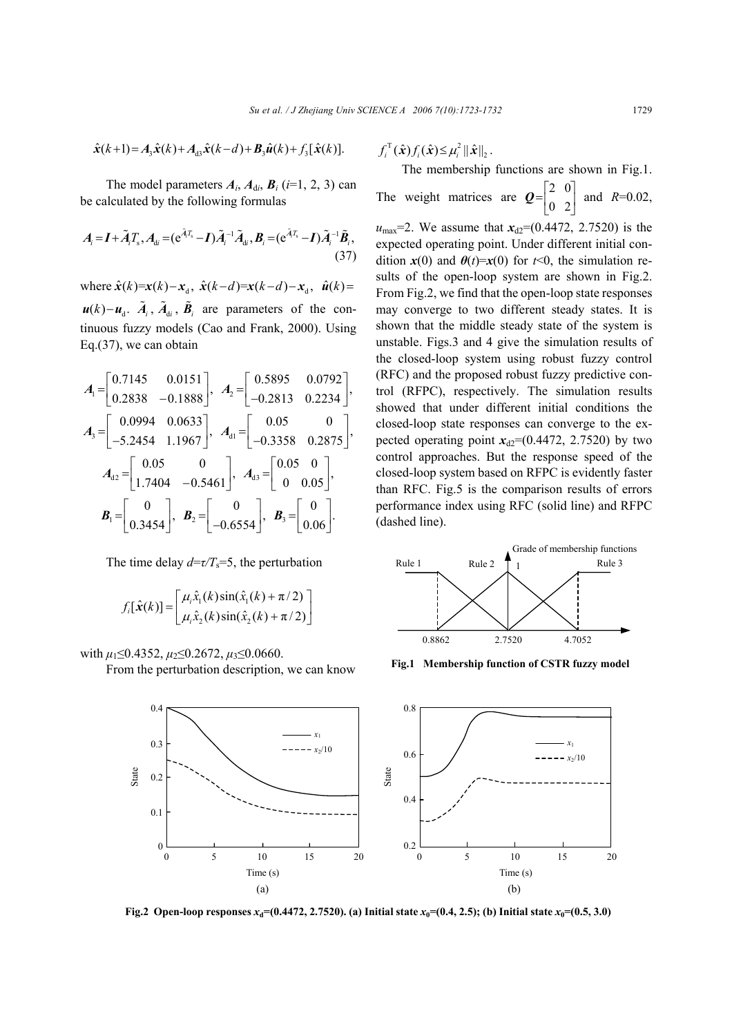$$\hat{\boldsymbol{x}}(k+1)=\boldsymbol{A}_3\hat{\boldsymbol{x}}(k)+\boldsymbol{A}_{d3}\hat{\boldsymbol{x}}(k-d)+\boldsymbol{B}_3\hat{\boldsymbol{u}}(k)+f_3[\hat{\boldsymbol{x}}(k)].$$

The model parameters $\boldsymbol{A}_i$, $\boldsymbol{A}_{di}$, $\boldsymbol{B}_i$ ($i$=1, 2, 3) can be calculated by the following formulas

$$\boldsymbol{A}_i=\boldsymbol{I}+\tilde{\boldsymbol{A}}_i T_s,\ \boldsymbol{A}_{di}=(e^{\tilde{\boldsymbol{A}}_i T_s}-\boldsymbol{I})\tilde{\boldsymbol{A}}_i^{-1}\tilde{\boldsymbol{A}}_{di},\ \boldsymbol{B}_i=(e^{\tilde{\boldsymbol{A}}_i T_s}-\boldsymbol{I})\tilde{\boldsymbol{A}}_i^{-1}\tilde{\boldsymbol{B}}_i, \tag{37}$$

where $\hat{\boldsymbol{x}}(k)=\boldsymbol{x}(k)-\boldsymbol{x}_d$, $\hat{\boldsymbol{x}}(k-d)=\boldsymbol{x}(k-d)-\boldsymbol{x}_d$, $\hat{\boldsymbol{u}}(k)=\boldsymbol{u}(k)-\boldsymbol{u}_d$. $\tilde{\boldsymbol{A}}_i$, $\tilde{\boldsymbol{A}}_{di}$, $\tilde{\boldsymbol{B}}_i$ are parameters of the continuous fuzzy models (Cao and Frank, 2000). Using Eq.(37), we can obtain

$$\boldsymbol{A}_1=\begin{bmatrix}0.7145 & 0.0151\\ 0.2838 & -0.1888\end{bmatrix},\ \boldsymbol{A}_2=\begin{bmatrix}0.5895 & 0.0792\\ -0.2813 & 0.2234\end{bmatrix},$$

$$\boldsymbol{A}_3=\begin{bmatrix}0.0994 & 0.0633\\ -5.2454 & 1.1967\end{bmatrix},\ \boldsymbol{A}_{d1}=\begin{bmatrix}0.05 & 0\\ -0.3358 & 0.2875\end{bmatrix},$$

$$\boldsymbol{A}_{d2}=\begin{bmatrix}0.05 & 0\\ 1.7404 & -0.5461\end{bmatrix},\ \boldsymbol{A}_{d3}=\begin{bmatrix}0.05 & 0\\ 0 & 0.05\end{bmatrix},$$

$$\boldsymbol{B}_1=\begin{bmatrix}0\\ 0.3454\end{bmatrix},\ \boldsymbol{B}_2=\begin{bmatrix}0\\ -0.6554\end{bmatrix},\ \boldsymbol{B}_3=\begin{bmatrix}0\\ 0.06\end{bmatrix}.$$

The time delay $d=\tau/T_s=5$, the perturbation

$$f_i[\hat{\boldsymbol{x}}(k)]=\begin{bmatrix}\mu_i\hat{x}_1(k)\sin(\hat{x}_1(k)+\pi/2)\\ \mu_i\hat{x}_2(k)\sin(\hat{x}_2(k)+\pi/2)\end{bmatrix}$$

with $\mu_1\le0.4352$, $\mu_2\le0.2672$, $\mu_3\le0.0660$.

From the perturbation description, we can know $f_i^{\mathrm{T}}(\hat{\boldsymbol{x}})f_i(\hat{\boldsymbol{x}})\le\mu_i^2\|\hat{\boldsymbol{x}}\|_2$.

The membership functions are shown in Fig.1. The weight matrices are $\boldsymbol{Q}=\begin{bmatrix}2 & 0\\ 0 & 2\end{bmatrix}$ and $R$=0.02, $u_{\max}$=2. We assume that $\boldsymbol{x}_{d2}$=(0.4472, 2.7520) is the expected operating point. Under different initial condition $\boldsymbol{x}(0)$ and $\boldsymbol{\theta}(t)=\boldsymbol{x}(0)$ for $t$<0, the simulation results of the open-loop system are shown in Fig.2. From Fig.2, we find that the open-loop state responses may converge to two different steady states. It is shown that the middle steady state of the system is unstable. Figs.3 and 4 give the simulation results of the closed-loop system using robust fuzzy control (RFC) and the proposed robust fuzzy predictive control (RFPC), respectively. The simulation results showed that under different initial conditions the closed-loop state responses can converge to the expected operating point $\boldsymbol{x}_{d2}$=(0.4472, 2.7520) by two control approaches. But the response speed of the closed-loop system based on RFPC is evidently faster than RFC. Fig.5 is the comparison results of errors performance index using RFC (solid line) and RFPC (dashed line).

**Fig.1 Membership function of CSTR fuzzy model**

**Fig.2 Open-loop responses $x_d$=(0.4472, 2.7520). (a) Initial state $x_0$=(0.4, 2.5); (b) Initial state $x_0$=(0.5, 3.0)**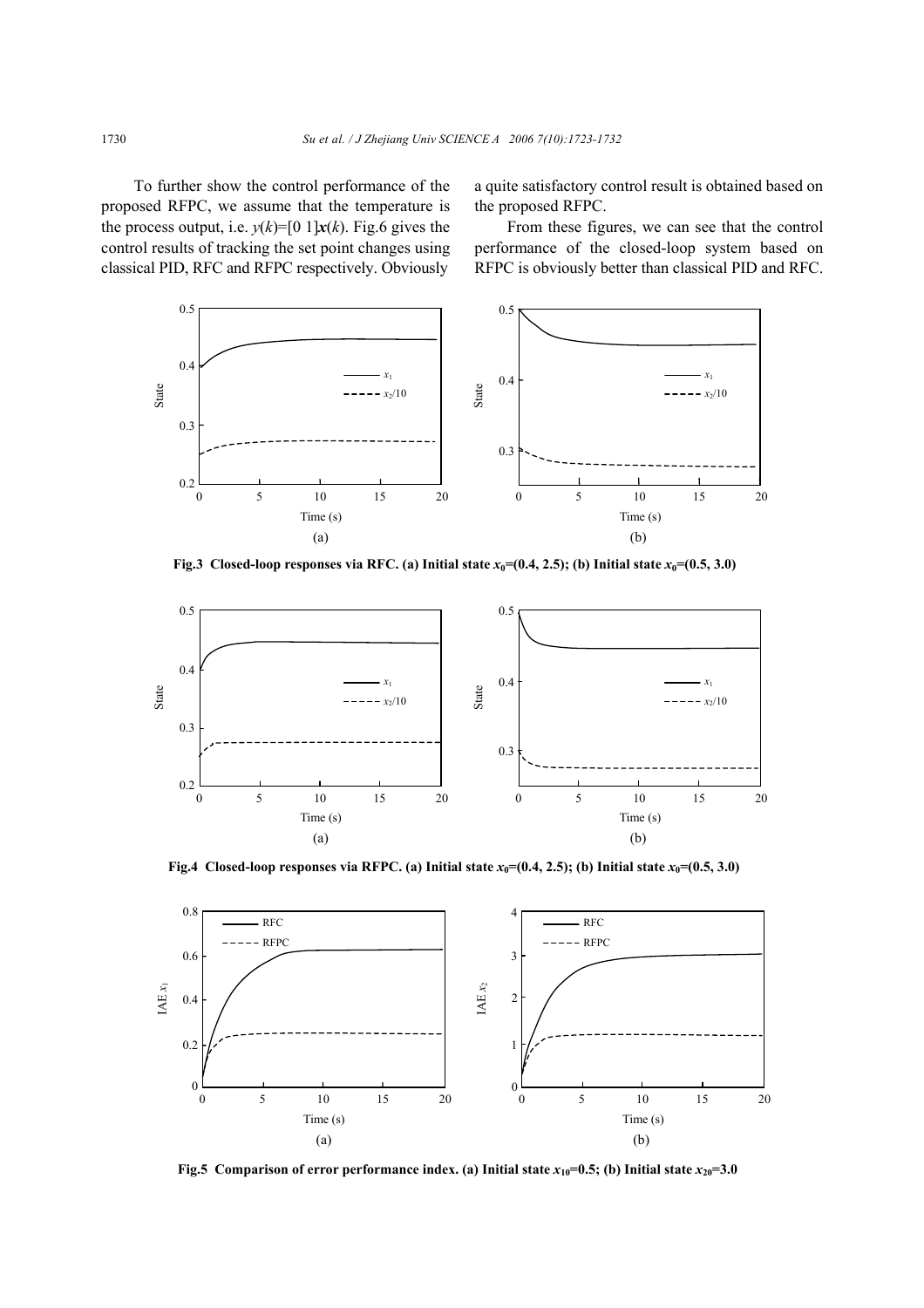To further show the control performance of the proposed RFPC, we assume that the temperature is the process output, i.e. $y(k)=[0\ 1]\boldsymbol{x}(k)$. Fig.6 gives the control results of tracking the set point changes using classical PID, RFC and RFPC respectively. Obviously a quite satisfactory control result is obtained based on the proposed RFPC.

From these figures, we can see that the control performance of the closed-loop system based on RFPC is obviously better than classical PID and RFC.

**Fig.3 Closed-loop responses via RFC. (a) Initial state $x_0$=(0.4, 2.5); (b) Initial state $x_0$=(0.5, 3.0)**

**Fig.4 Closed-loop responses via RFPC. (a) Initial state $x_0$=(0.4, 2.5); (b) Initial state $x_0$=(0.5, 3.0)**

**Fig.5 Comparison of error performance index. (a) Initial state $x_{10}$=0.5; (b) Initial state $x_{20}$=3.0**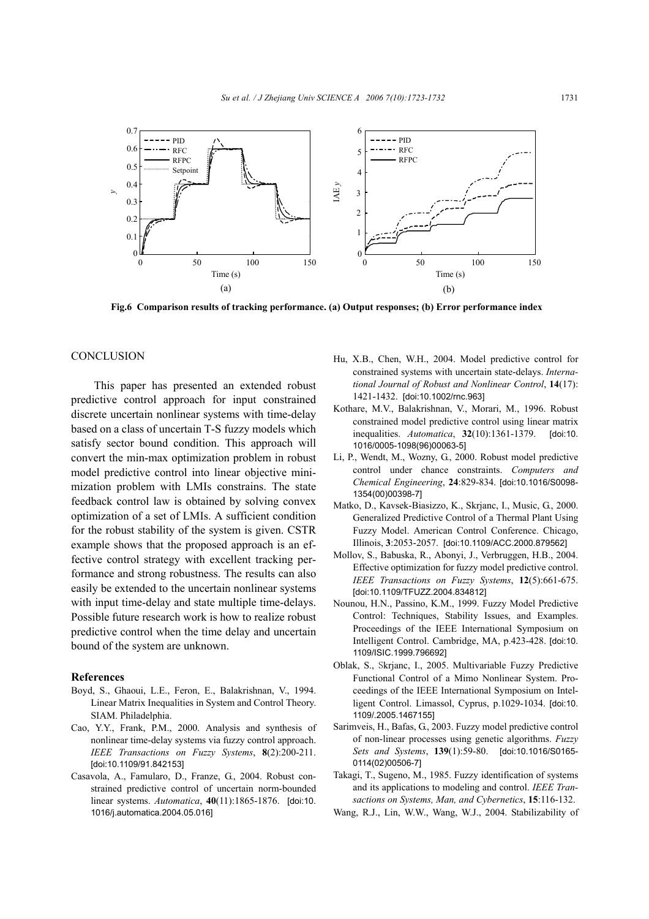**Fig.6 Comparison results of tracking performance. (a) Output responses; (b) Error performance index**

## CONCLUSION

This paper has presented an extended robust predictive control approach for input constrained discrete uncertain nonlinear systems with time-delay based on a class of uncertain T-S fuzzy models which satisfy sector bound condition. This approach will convert the min-max optimization problem in robust model predictive control into linear objective minimization problem with LMIs constrains. The state feedback control law is obtained by solving convex optimization of a set of LMIs. A sufficient condition for the robust stability of the system is given. CSTR example shows that the proposed approach is an effective control strategy with excellent tracking performance and strong robustness. The results can also easily be extended to the uncertain nonlinear systems with input time-delay and state multiple time-delays. Possible future research work is how to realize robust predictive control when the time delay and uncertain bound of the system are unknown.

## References

Boyd, S., Ghaoui, L.E., Feron, E., Balakrishnan, V., 1994. Linear Matrix Inequalities in System and Control Theory. SIAM. Philadelphia.

Cao, Y.Y., Frank, P.M., 2000. Analysis and synthesis of nonlinear time-delay systems via fuzzy control approach. *IEEE Transactions on Fuzzy Systems*, **8**(2):200-211. [doi:10.1109/91.842153]

Casavola, A., Famularo, D., Franze, G., 2004. Robust constrained predictive control of uncertain norm-bounded linear systems. *Automatica*, **40**(11):1865-1876. [doi:10.1016/j.automatica.2004.05.016]

Hu, X.B., Chen, W.H., 2004. Model predictive control for constrained systems with uncertain state-delays. *International Journal of Robust and Nonlinear Control*, **14**(17): 1421-1432. [doi:10.1002/rnc.963]

Kothare, M.V., Balakrishnan, V., Morari, M., 1996. Robust constrained model predictive control using linear matrix inequalities. *Automatica*, **32**(10):1361-1379. [doi:10.1016/0005-1098(96)00063-5]

Li, P., Wendt, M., Wozny, G., 2000. Robust model predictive control under chance constraints. *Computers and Chemical Engineering*, **24**:829-834. [doi:10.1016/S0098-1354(00)00398-7]

Matko, D., Kavsek-Biasizzo, K., Skrjanc, I., Music, G., 2000. Generalized Predictive Control of a Thermal Plant Using Fuzzy Model. American Control Conference. Chicago, Illinois, **3**:2053-2057. [doi:10.1109/ACC.2000.879562]

Mollov, S., Babuska, R., Abonyi, J., Verbruggen, H.B., 2004. Effective optimization for fuzzy model predictive control. *IEEE Transactions on Fuzzy Systems*, **12**(5):661-675. [doi:10.1109/TFUZZ.2004.834812]

Nounou, H.N., Passino, K.M., 1999. Fuzzy Model Predictive Control: Techniques, Stability Issues, and Examples. Proceedings of the IEEE International Symposium on Intelligent Control. Cambridge, MA, p.423-428. [doi:10.1109/ISIC.1999.796692]

Oblak, S., Skrjanc, I., 2005. Multivariable Fuzzy Predictive Functional Control of a Mimo Nonlinear System. Proceedings of the IEEE International Symposium on Intelligent Control. Limassol, Cyprus, p.1029-1034. [doi:10.1109/.2005.1467155]

Sarimveis, H., Bafas, G., 2003. Fuzzy model predictive control of non-linear processes using genetic algorithms. *Fuzzy Sets and Systems*, **139**(1):59-80. [doi:10.1016/S0165-0114(02)00506-7]

Takagi, T., Sugeno, M., 1985. Fuzzy identification of systems and its applications to modeling and control. *IEEE Transactions on Systems, Man, and Cybernetics*, **15**:116-132.

Wang, R.J., Lin, W.W., Wang, W.J., 2004. Stabilizability of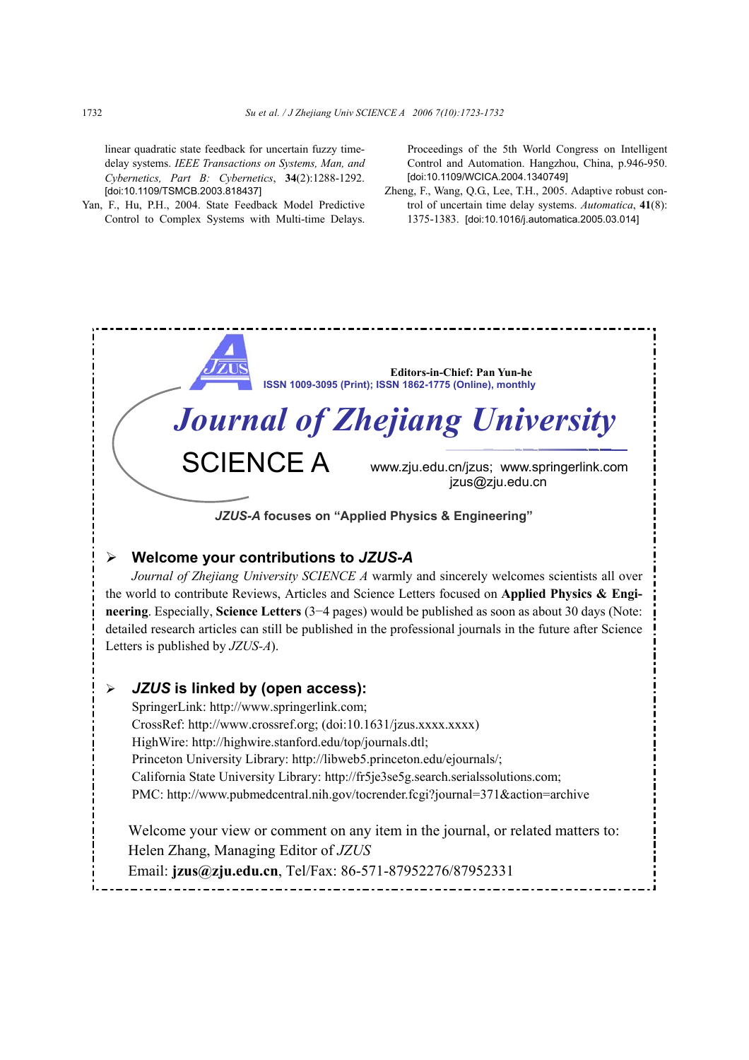linear quadratic state feedback for uncertain fuzzy time-delay systems. *IEEE Transactions on Systems, Man, and Cybernetics, Part B: Cybernetics*, **34**(2):1288-1292. [doi:10.1109/TSMCB.2003.818437]

Yan, F., Hu, P.H., 2004. State Feedback Model Predictive Control to Complex Systems with Multi-time Delays. Proceedings of the 5th World Congress on Intelligent Control and Automation. Hangzhou, China, p.946-950. [doi:10.1109/WCICA.2004.1340749]

Zheng, F., Wang, Q.G., Lee, T.H., 2005. Adaptive robust control of uncertain time delay systems. *Automatica*, **41**(8): 1375-1383. [doi:10.1016/j.automatica.2005.03.014]

---

**Editors-in-Chief: Pan Yun-he**

**ISSN 1009-3095 (Print); ISSN 1862-1775 (Online), monthly**

# *Journal of Zhejiang University* SCIENCE A

www.zju.edu.cn/jzus; www.springerlink.com
jzus@zju.edu.cn

***JZUS-A* focuses on "Applied Physics & Engineering"**

## ➢ Welcome your contributions to *JZUS-A*

*Journal of Zhejiang University SCIENCE A* warmly and sincerely welcomes scientists all over the world to contribute Reviews, Articles and Science Letters focused on **Applied Physics & Engineering**. Especially, **Science Letters** (3−4 pages) would be published as soon as about 30 days (Note: detailed research articles can still be published in the professional journals in the future after Science Letters is published by *JZUS-A*).

## ➢ *JZUS* is linked by (open access):

SpringerLink: http://www.springerlink.com;
CrossRef: http://www.crossref.org; (doi:10.1631/jzus.xxxx.xxxx)
HighWire: http://highwire.stanford.edu/top/journals.dtl;
Princeton University Library: http://libweb5.princeton.edu/ejournals/;
California State University Library: http://fr5je3se5g.search.serialssolutions.com;
PMC: http://www.pubmedcentral.nih.gov/tocrender.fcgi?journal=371&action=archive

Welcome your view or comment on any item in the journal, or related matters to:
Helen Zhang, Managing Editor of *JZUS*
Email: **jzus@zju.edu.cn**, Tel/Fax: 86-571-87952276/87952331